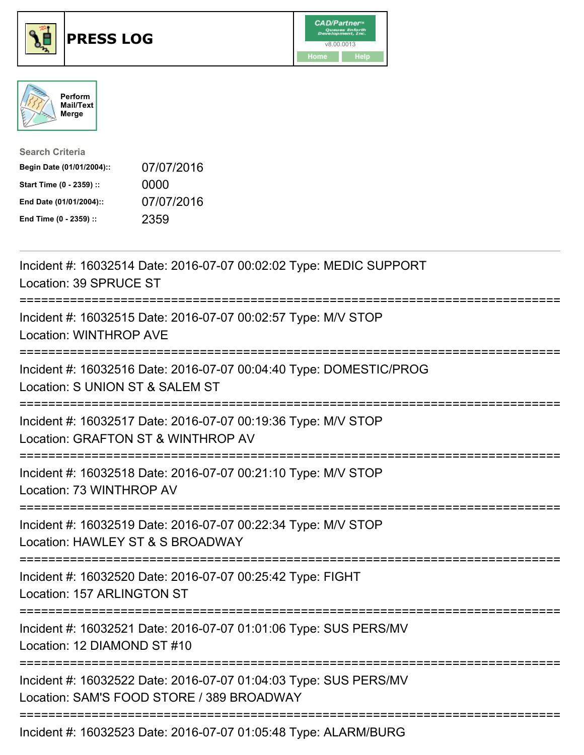# PRESS LOG

CAD/Partner
v8.00.0013
Home Help

Perform Mail/Text Merge

**Search Criteria**

| | |
|---|---|
| **Begin Date (01/01/2004)::** | 07/07/2016 |
| **Start Time (0 - 2359) ::** | 0000 |
| **End Date (01/01/2004)::** | 07/07/2016 |
| **End Time (0 - 2359) ::** | 2359 |

Incident #: 16032514 Date: 2016-07-07 00:02:02 Type: MEDIC SUPPORT
Location: 39 SPRUCE ST

===========================================================================

Incident #: 16032515 Date: 2016-07-07 00:02:57 Type: M/V STOP
Location: WINTHROP AVE

===========================================================================

Incident #: 16032516 Date: 2016-07-07 00:04:40 Type: DOMESTIC/PROG
Location: S UNION ST & SALEM ST

===========================================================================

Incident #: 16032517 Date: 2016-07-07 00:19:36 Type: M/V STOP
Location: GRAFTON ST & WINTHROP AV

===========================================================================

Incident #: 16032518 Date: 2016-07-07 00:21:10 Type: M/V STOP
Location: 73 WINTHROP AV

===========================================================================

Incident #: 16032519 Date: 2016-07-07 00:22:34 Type: M/V STOP
Location: HAWLEY ST & S BROADWAY

===========================================================================

Incident #: 16032520 Date: 2016-07-07 00:25:42 Type: FIGHT
Location: 157 ARLINGTON ST

===========================================================================

Incident #: 16032521 Date: 2016-07-07 01:01:06 Type: SUS PERS/MV
Location: 12 DIAMOND ST #10

===========================================================================

Incident #: 16032522 Date: 2016-07-07 01:04:03 Type: SUS PERS/MV
Location: SAM'S FOOD STORE / 389 BROADWAY

===========================================================================

Incident #: 16032523 Date: 2016-07-07 01:05:48 Type: ALARM/BURG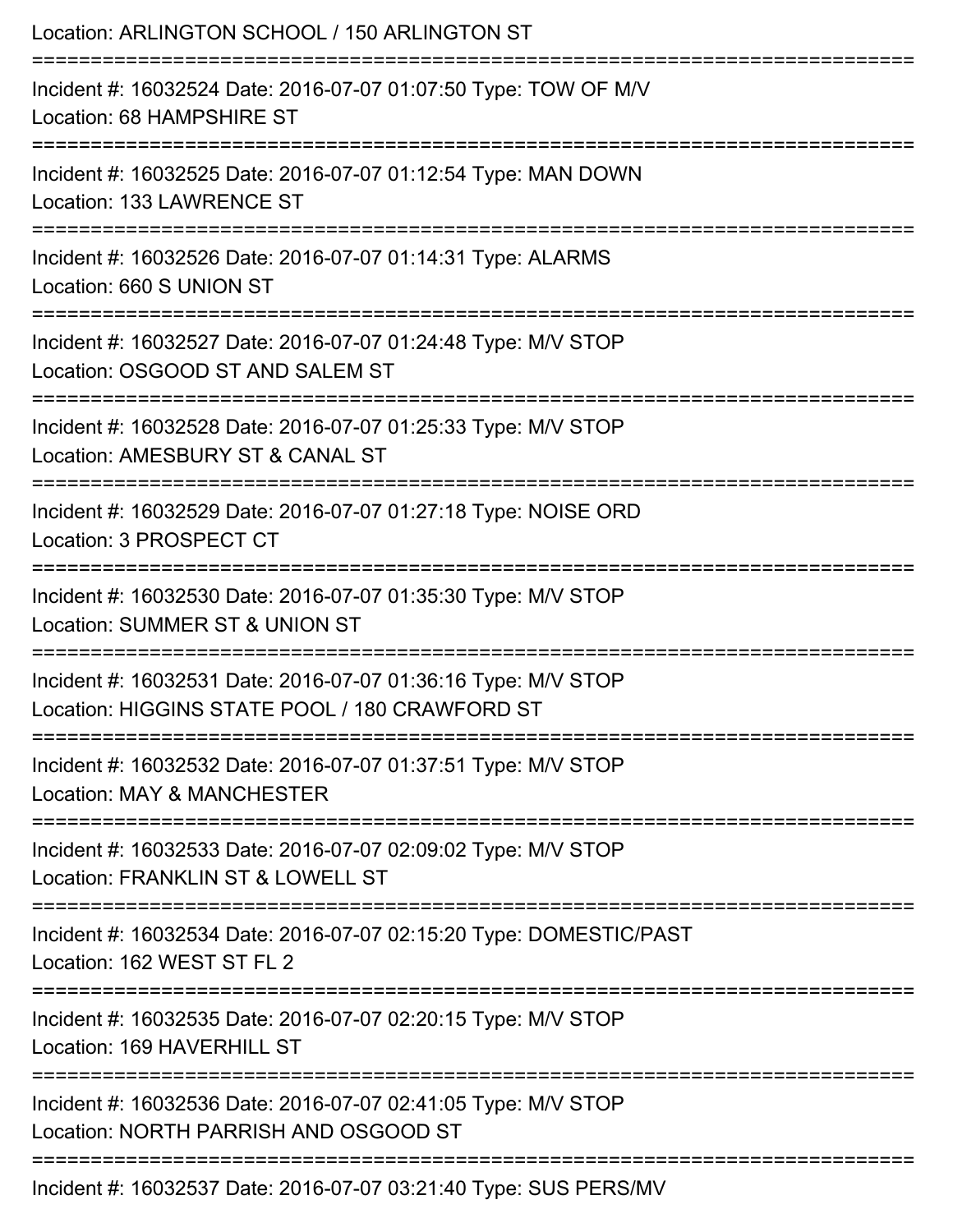Location: ARLINGTON SCHOOL / 150 ARLINGTON ST

===========================================================================

Incident #: 16032524 Date: 2016-07-07 01:07:50 Type: TOW OF M/V

Location: 68 HAMPSHIRE ST

===========================================================================

Incident #: 16032525 Date: 2016-07-07 01:12:54 Type: MAN DOWN

Location: 133 LAWRENCE ST

===========================================================================

Incident #: 16032526 Date: 2016-07-07 01:14:31 Type: ALARMS

Location: 660 S UNION ST

===========================================================================

Incident #: 16032527 Date: 2016-07-07 01:24:48 Type: M/V STOP

Location: OSGOOD ST AND SALEM ST

===========================================================================

Incident #: 16032528 Date: 2016-07-07 01:25:33 Type: M/V STOP

Location: AMESBURY ST & CANAL ST

===========================================================================

Incident #: 16032529 Date: 2016-07-07 01:27:18 Type: NOISE ORD

Location: 3 PROSPECT CT

===========================================================================

Incident #: 16032530 Date: 2016-07-07 01:35:30 Type: M/V STOP

Location: SUMMER ST & UNION ST

===========================================================================

Incident #: 16032531 Date: 2016-07-07 01:36:16 Type: M/V STOP

Location: HIGGINS STATE POOL / 180 CRAWFORD ST

===========================================================================

Incident #: 16032532 Date: 2016-07-07 01:37:51 Type: M/V STOP

Location: MAY & MANCHESTER

===========================================================================

Incident #: 16032533 Date: 2016-07-07 02:09:02 Type: M/V STOP

Location: FRANKLIN ST & LOWELL ST

===========================================================================

Incident #: 16032534 Date: 2016-07-07 02:15:20 Type: DOMESTIC/PAST

Location: 162 WEST ST FL 2

===========================================================================

Incident #: 16032535 Date: 2016-07-07 02:20:15 Type: M/V STOP

Location: 169 HAVERHILL ST

===========================================================================

Incident #: 16032536 Date: 2016-07-07 02:41:05 Type: M/V STOP

Location: NORTH PARRISH AND OSGOOD ST

===========================================================================

Incident #: 16032537 Date: 2016-07-07 03:21:40 Type: SUS PERS/MV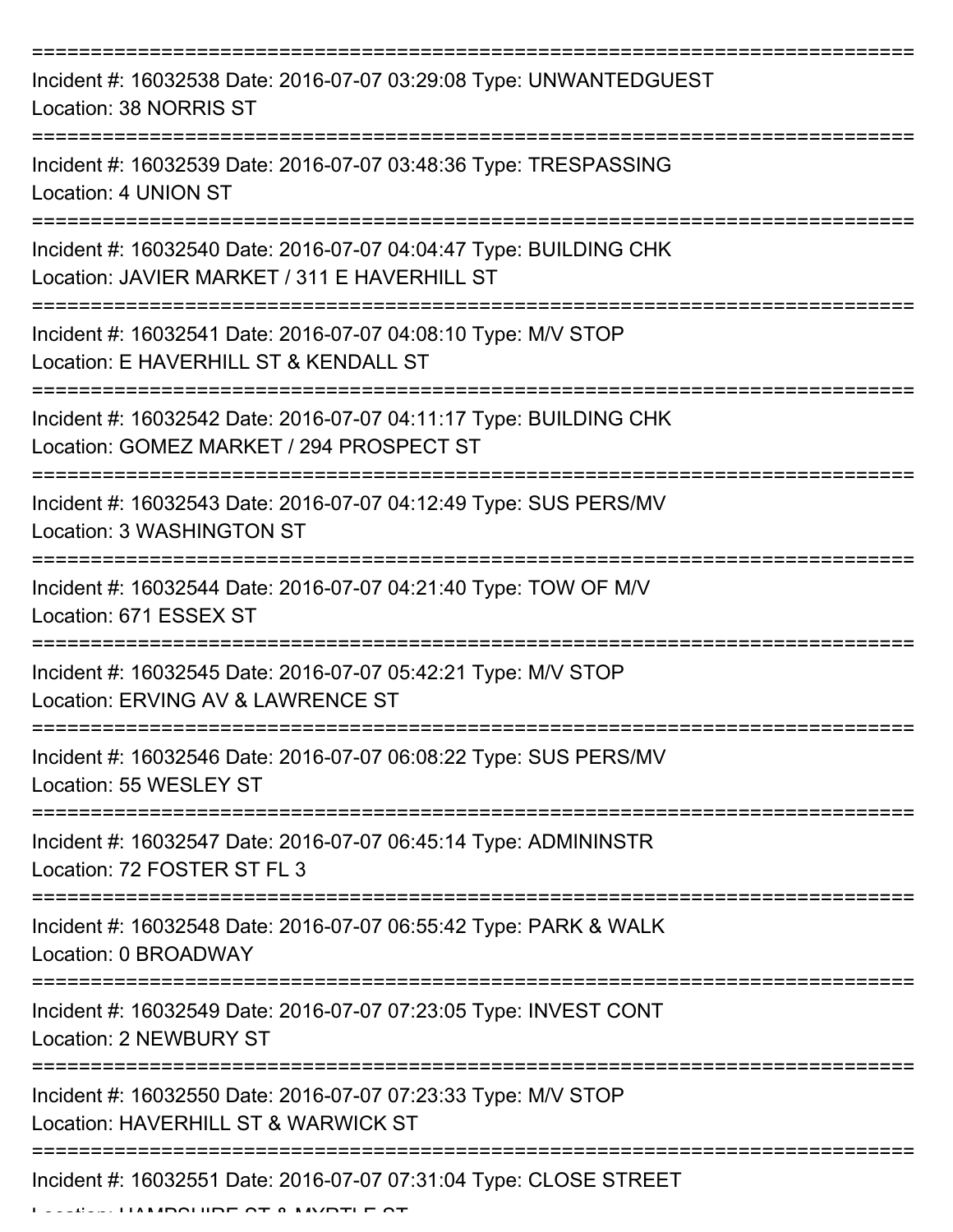===========================================================================

Incident #: 16032538 Date: 2016-07-07 03:29:08 Type: UNWANTEDGUEST
Location: 38 NORRIS ST

===========================================================================

Incident #: 16032539 Date: 2016-07-07 03:48:36 Type: TRESPASSING
Location: 4 UNION ST

===========================================================================

Incident #: 16032540 Date: 2016-07-07 04:04:47 Type: BUILDING CHK
Location: JAVIER MARKET / 311 E HAVERHILL ST

===========================================================================

Incident #: 16032541 Date: 2016-07-07 04:08:10 Type: M/V STOP
Location: E HAVERHILL ST & KENDALL ST

===========================================================================

Incident #: 16032542 Date: 2016-07-07 04:11:17 Type: BUILDING CHK
Location: GOMEZ MARKET / 294 PROSPECT ST

===========================================================================

Incident #: 16032543 Date: 2016-07-07 04:12:49 Type: SUS PERS/MV
Location: 3 WASHINGTON ST

===========================================================================

Incident #: 16032544 Date: 2016-07-07 04:21:40 Type: TOW OF M/V
Location: 671 ESSEX ST

===========================================================================

Incident #: 16032545 Date: 2016-07-07 05:42:21 Type: M/V STOP
Location: ERVING AV & LAWRENCE ST

===========================================================================

Incident #: 16032546 Date: 2016-07-07 06:08:22 Type: SUS PERS/MV
Location: 55 WESLEY ST

===========================================================================

Incident #: 16032547 Date: 2016-07-07 06:45:14 Type: ADMININSTR
Location: 72 FOSTER ST FL 3

===========================================================================

Incident #: 16032548 Date: 2016-07-07 06:55:42 Type: PARK & WALK
Location: 0 BROADWAY

===========================================================================

Incident #: 16032549 Date: 2016-07-07 07:23:05 Type: INVEST CONT
Location: 2 NEWBURY ST

===========================================================================

Incident #: 16032550 Date: 2016-07-07 07:23:33 Type: M/V STOP
Location: HAVERHILL ST & WARWICK ST

===========================================================================

Incident #: 16032551 Date: 2016-07-07 07:31:04 Type: CLOSE STREET
Location: HAMPSHIRE ST & MYRTLE ST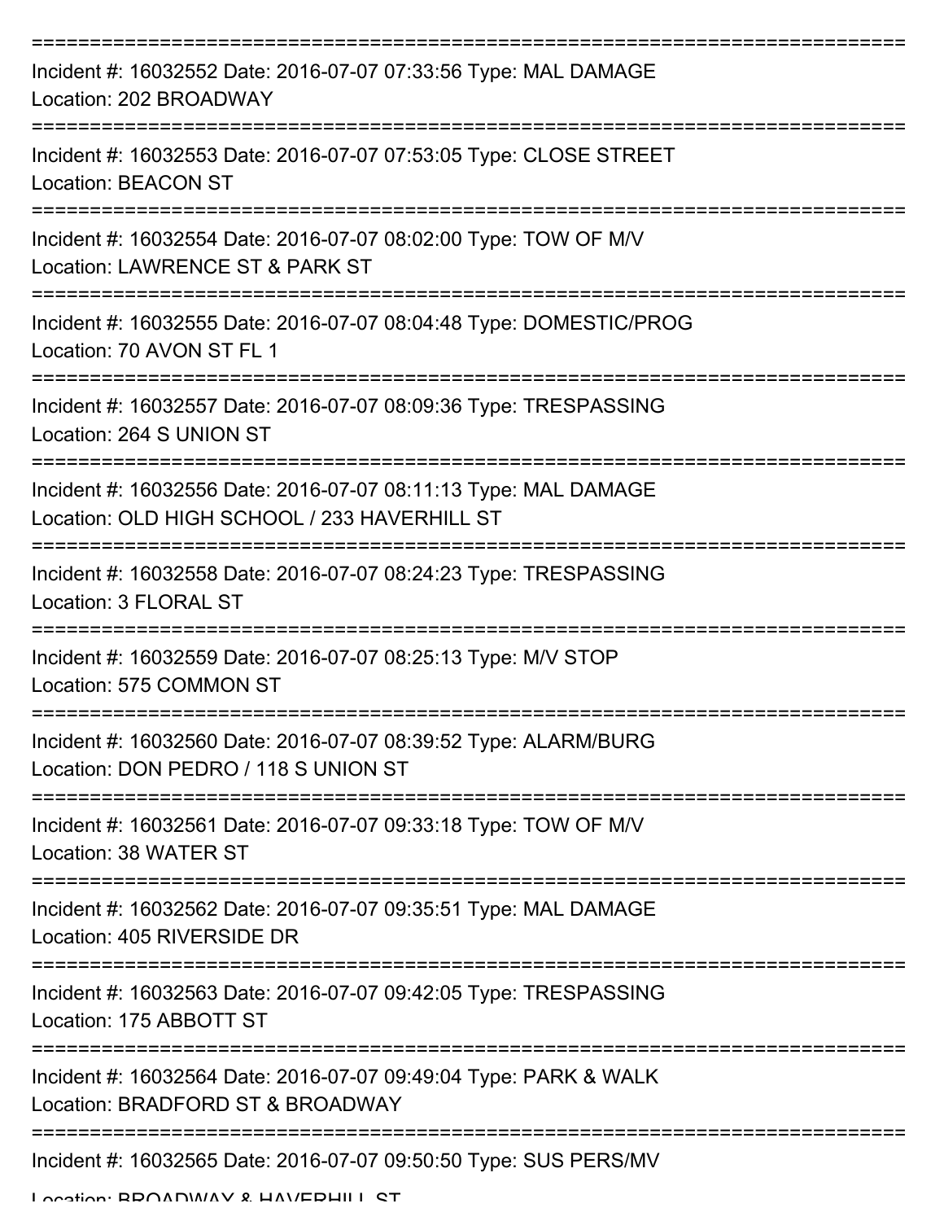===========================================================================

Incident #: 16032552 Date: 2016-07-07 07:33:56 Type: MAL DAMAGE
Location: 202 BROADWAY

===========================================================================

Incident #: 16032553 Date: 2016-07-07 07:53:05 Type: CLOSE STREET
Location: BEACON ST

===========================================================================

Incident #: 16032554 Date: 2016-07-07 08:02:00 Type: TOW OF M/V
Location: LAWRENCE ST & PARK ST

===========================================================================

Incident #: 16032555 Date: 2016-07-07 08:04:48 Type: DOMESTIC/PROG
Location: 70 AVON ST FL 1

===========================================================================

Incident #: 16032557 Date: 2016-07-07 08:09:36 Type: TRESPASSING
Location: 264 S UNION ST

===========================================================================

Incident #: 16032556 Date: 2016-07-07 08:11:13 Type: MAL DAMAGE
Location: OLD HIGH SCHOOL / 233 HAVERHILL ST

===========================================================================

Incident #: 16032558 Date: 2016-07-07 08:24:23 Type: TRESPASSING
Location: 3 FLORAL ST

===========================================================================

Incident #: 16032559 Date: 2016-07-07 08:25:13 Type: M/V STOP
Location: 575 COMMON ST

===========================================================================

Incident #: 16032560 Date: 2016-07-07 08:39:52 Type: ALARM/BURG
Location: DON PEDRO / 118 S UNION ST

===========================================================================

Incident #: 16032561 Date: 2016-07-07 09:33:18 Type: TOW OF M/V
Location: 38 WATER ST

===========================================================================

Incident #: 16032562 Date: 2016-07-07 09:35:51 Type: MAL DAMAGE
Location: 405 RIVERSIDE DR

===========================================================================

Incident #: 16032563 Date: 2016-07-07 09:42:05 Type: TRESPASSING
Location: 175 ABBOTT ST

===========================================================================

Incident #: 16032564 Date: 2016-07-07 09:49:04 Type: PARK & WALK
Location: BRADFORD ST & BROADWAY

===========================================================================

Incident #: 16032565 Date: 2016-07-07 09:50:50 Type: SUS PERS/MV
Location: BROADWAY & HAVERHILL ST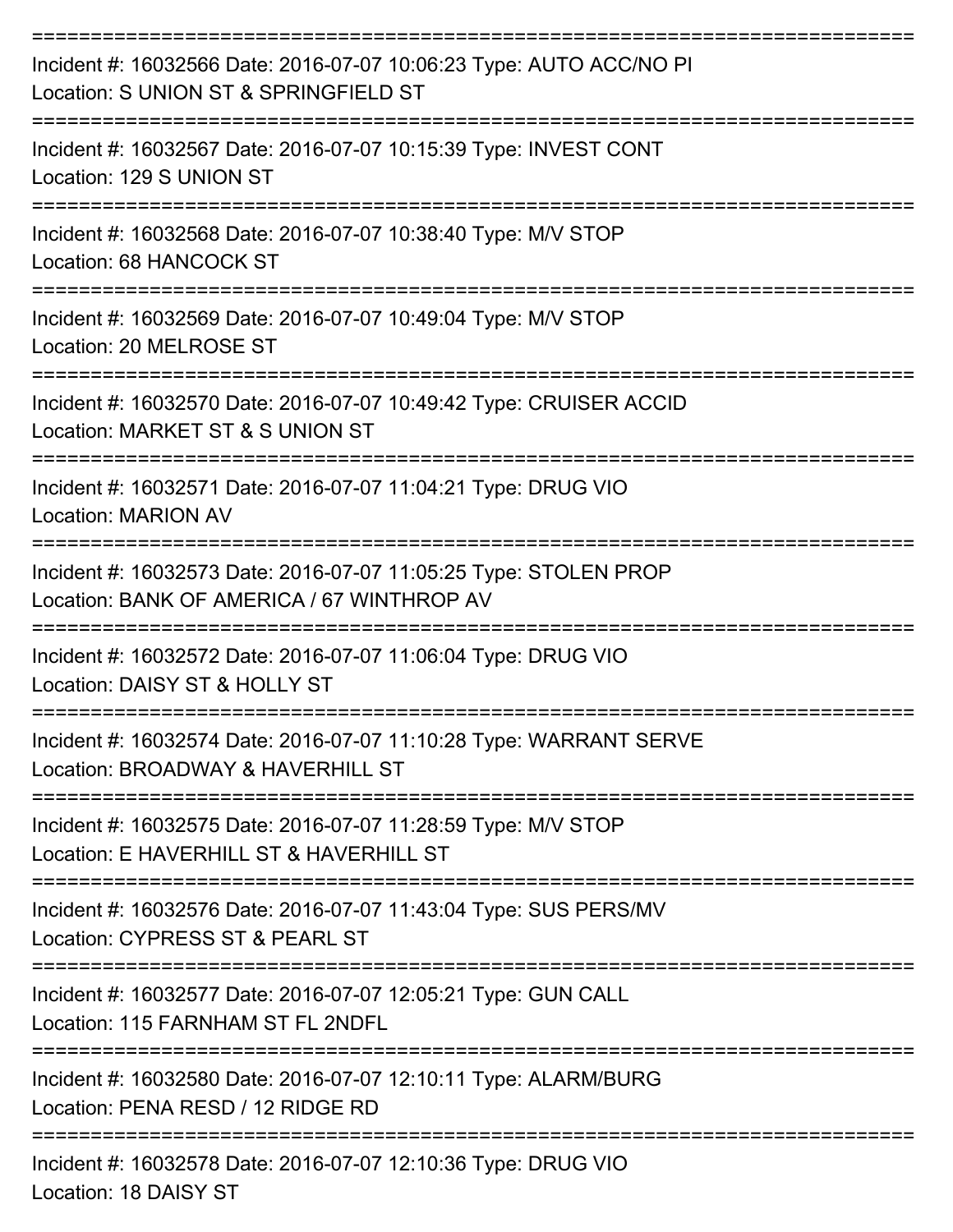===========================================================================

Incident #: 16032566 Date: 2016-07-07 10:06:23 Type: AUTO ACC/NO PI
Location: S UNION ST & SPRINGFIELD ST

===========================================================================

Incident #: 16032567 Date: 2016-07-07 10:15:39 Type: INVEST CONT
Location: 129 S UNION ST

===========================================================================

Incident #: 16032568 Date: 2016-07-07 10:38:40 Type: M/V STOP
Location: 68 HANCOCK ST

===========================================================================

Incident #: 16032569 Date: 2016-07-07 10:49:04 Type: M/V STOP
Location: 20 MELROSE ST

===========================================================================

Incident #: 16032570 Date: 2016-07-07 10:49:42 Type: CRUISER ACCID
Location: MARKET ST & S UNION ST

===========================================================================

Incident #: 16032571 Date: 2016-07-07 11:04:21 Type: DRUG VIO
Location: MARION AV

===========================================================================

Incident #: 16032573 Date: 2016-07-07 11:05:25 Type: STOLEN PROP
Location: BANK OF AMERICA / 67 WINTHROP AV

===========================================================================

Incident #: 16032572 Date: 2016-07-07 11:06:04 Type: DRUG VIO
Location: DAISY ST & HOLLY ST

===========================================================================

Incident #: 16032574 Date: 2016-07-07 11:10:28 Type: WARRANT SERVE
Location: BROADWAY & HAVERHILL ST

===========================================================================

Incident #: 16032575 Date: 2016-07-07 11:28:59 Type: M/V STOP
Location: E HAVERHILL ST & HAVERHILL ST

===========================================================================

Incident #: 16032576 Date: 2016-07-07 11:43:04 Type: SUS PERS/MV
Location: CYPRESS ST & PEARL ST

===========================================================================

Incident #: 16032577 Date: 2016-07-07 12:05:21 Type: GUN CALL
Location: 115 FARNHAM ST FL 2NDFL

===========================================================================

Incident #: 16032580 Date: 2016-07-07 12:10:11 Type: ALARM/BURG
Location: PENA RESD / 12 RIDGE RD

===========================================================================

Incident #: 16032578 Date: 2016-07-07 12:10:36 Type: DRUG VIO
Location: 18 DAISY ST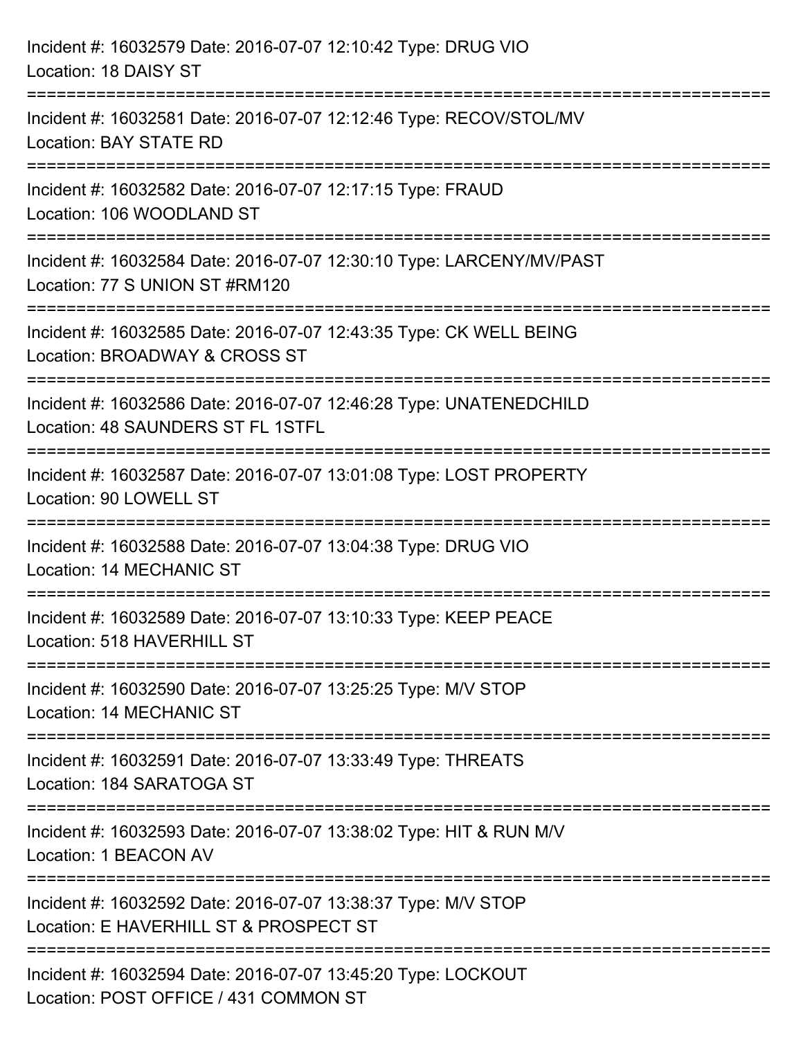Incident #: 16032579 Date: 2016-07-07 12:10:42 Type: DRUG VIO
Location: 18 DAISY ST

===========================================================================

Incident #: 16032581 Date: 2016-07-07 12:12:46 Type: RECOV/STOL/MV
Location: BAY STATE RD

===========================================================================

Incident #: 16032582 Date: 2016-07-07 12:17:15 Type: FRAUD
Location: 106 WOODLAND ST

===========================================================================

Incident #: 16032584 Date: 2016-07-07 12:30:10 Type: LARCENY/MV/PAST
Location: 77 S UNION ST #RM120

===========================================================================

Incident #: 16032585 Date: 2016-07-07 12:43:35 Type: CK WELL BEING
Location: BROADWAY & CROSS ST

===========================================================================

Incident #: 16032586 Date: 2016-07-07 12:46:28 Type: UNATENEDCHILD
Location: 48 SAUNDERS ST FL 1STFL

===========================================================================

Incident #: 16032587 Date: 2016-07-07 13:01:08 Type: LOST PROPERTY
Location: 90 LOWELL ST

===========================================================================

Incident #: 16032588 Date: 2016-07-07 13:04:38 Type: DRUG VIO
Location: 14 MECHANIC ST

===========================================================================

Incident #: 16032589 Date: 2016-07-07 13:10:33 Type: KEEP PEACE
Location: 518 HAVERHILL ST

===========================================================================

Incident #: 16032590 Date: 2016-07-07 13:25:25 Type: M/V STOP
Location: 14 MECHANIC ST

===========================================================================

Incident #: 16032591 Date: 2016-07-07 13:33:49 Type: THREATS
Location: 184 SARATOGA ST

===========================================================================

Incident #: 16032593 Date: 2016-07-07 13:38:02 Type: HIT & RUN M/V
Location: 1 BEACON AV

===========================================================================

Incident #: 16032592 Date: 2016-07-07 13:38:37 Type: M/V STOP
Location: E HAVERHILL ST & PROSPECT ST

===========================================================================

Incident #: 16032594 Date: 2016-07-07 13:45:20 Type: LOCKOUT
Location: POST OFFICE / 431 COMMON ST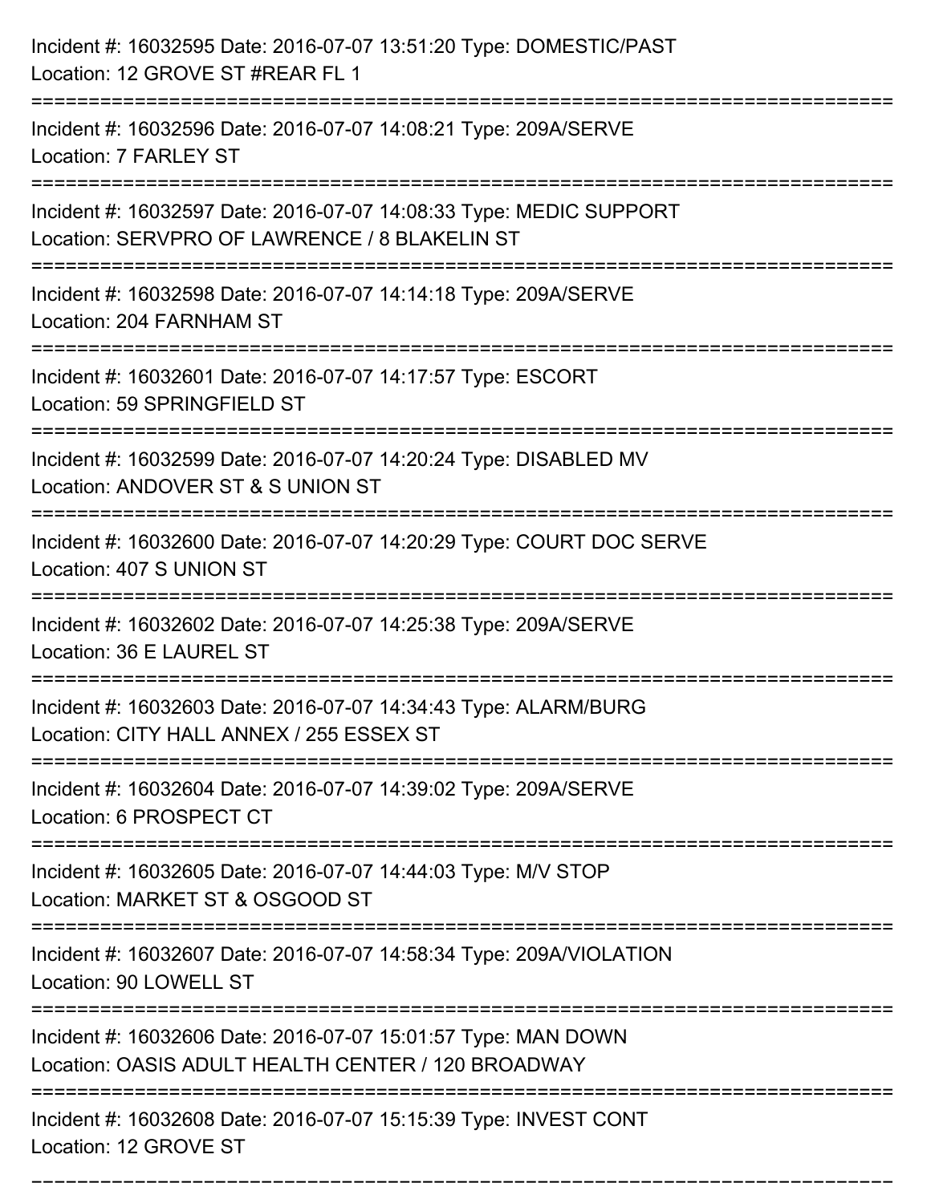Incident #: 16032595 Date: 2016-07-07 13:51:20 Type: DOMESTIC/PAST
Location: 12 GROVE ST #REAR FL 1

===========================================================================

Incident #: 16032596 Date: 2016-07-07 14:08:21 Type: 209A/SERVE
Location: 7 FARLEY ST

===========================================================================

Incident #: 16032597 Date: 2016-07-07 14:08:33 Type: MEDIC SUPPORT
Location: SERVPRO OF LAWRENCE / 8 BLAKELIN ST

===========================================================================

Incident #: 16032598 Date: 2016-07-07 14:14:18 Type: 209A/SERVE
Location: 204 FARNHAM ST

===========================================================================

Incident #: 16032601 Date: 2016-07-07 14:17:57 Type: ESCORT
Location: 59 SPRINGFIELD ST

===========================================================================

Incident #: 16032599 Date: 2016-07-07 14:20:24 Type: DISABLED MV
Location: ANDOVER ST & S UNION ST

===========================================================================

Incident #: 16032600 Date: 2016-07-07 14:20:29 Type: COURT DOC SERVE
Location: 407 S UNION ST

===========================================================================

Incident #: 16032602 Date: 2016-07-07 14:25:38 Type: 209A/SERVE
Location: 36 E LAUREL ST

===========================================================================

Incident #: 16032603 Date: 2016-07-07 14:34:43 Type: ALARM/BURG
Location: CITY HALL ANNEX / 255 ESSEX ST

===========================================================================

Incident #: 16032604 Date: 2016-07-07 14:39:02 Type: 209A/SERVE
Location: 6 PROSPECT CT

===========================================================================

Incident #: 16032605 Date: 2016-07-07 14:44:03 Type: M/V STOP
Location: MARKET ST & OSGOOD ST

===========================================================================

Incident #: 16032607 Date: 2016-07-07 14:58:34 Type: 209A/VIOLATION
Location: 90 LOWELL ST

===========================================================================

Incident #: 16032606 Date: 2016-07-07 15:01:57 Type: MAN DOWN
Location: OASIS ADULT HEALTH CENTER / 120 BROADWAY

===========================================================================

Incident #: 16032608 Date: 2016-07-07 15:15:39 Type: INVEST CONT
Location: 12 GROVE ST

===========================================================================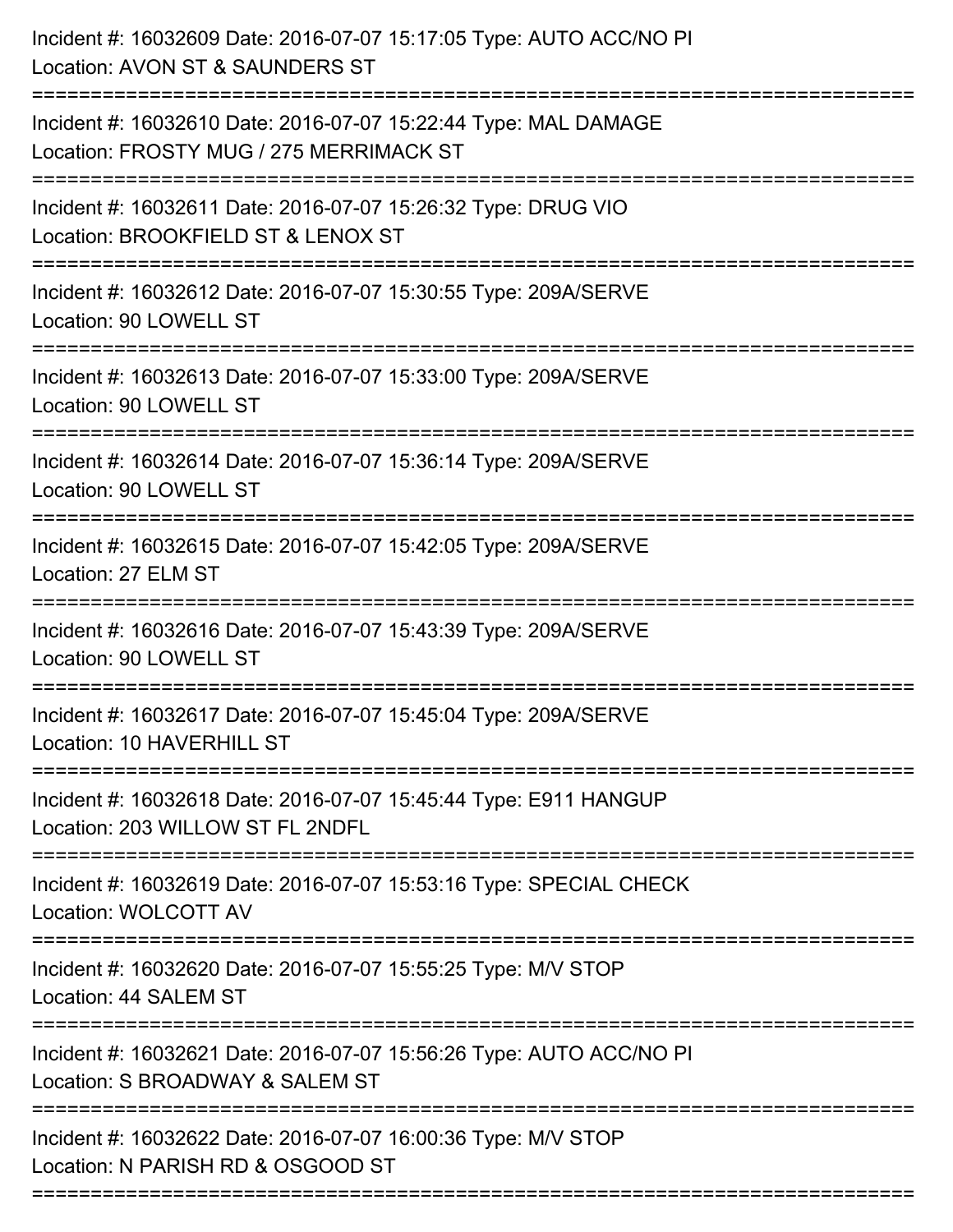Incident #: 16032609 Date: 2016-07-07 15:17:05 Type: AUTO ACC/NO PI
Location: AVON ST & SAUNDERS ST

===========================================================================

Incident #: 16032610 Date: 2016-07-07 15:22:44 Type: MAL DAMAGE
Location: FROSTY MUG / 275 MERRIMACK ST

===========================================================================

Incident #: 16032611 Date: 2016-07-07 15:26:32 Type: DRUG VIO
Location: BROOKFIELD ST & LENOX ST

===========================================================================

Incident #: 16032612 Date: 2016-07-07 15:30:55 Type: 209A/SERVE
Location: 90 LOWELL ST

===========================================================================

Incident #: 16032613 Date: 2016-07-07 15:33:00 Type: 209A/SERVE
Location: 90 LOWELL ST

===========================================================================

Incident #: 16032614 Date: 2016-07-07 15:36:14 Type: 209A/SERVE
Location: 90 LOWELL ST

===========================================================================

Incident #: 16032615 Date: 2016-07-07 15:42:05 Type: 209A/SERVE
Location: 27 ELM ST

===========================================================================

Incident #: 16032616 Date: 2016-07-07 15:43:39 Type: 209A/SERVE
Location: 90 LOWELL ST

===========================================================================

Incident #: 16032617 Date: 2016-07-07 15:45:04 Type: 209A/SERVE
Location: 10 HAVERHILL ST

===========================================================================

Incident #: 16032618 Date: 2016-07-07 15:45:44 Type: E911 HANGUP
Location: 203 WILLOW ST FL 2NDFL

===========================================================================

Incident #: 16032619 Date: 2016-07-07 15:53:16 Type: SPECIAL CHECK
Location: WOLCOTT AV

===========================================================================

Incident #: 16032620 Date: 2016-07-07 15:55:25 Type: M/V STOP
Location: 44 SALEM ST

===========================================================================

Incident #: 16032621 Date: 2016-07-07 15:56:26 Type: AUTO ACC/NO PI
Location: S BROADWAY & SALEM ST

===========================================================================

Incident #: 16032622 Date: 2016-07-07 16:00:36 Type: M/V STOP
Location: N PARISH RD & OSGOOD ST

===========================================================================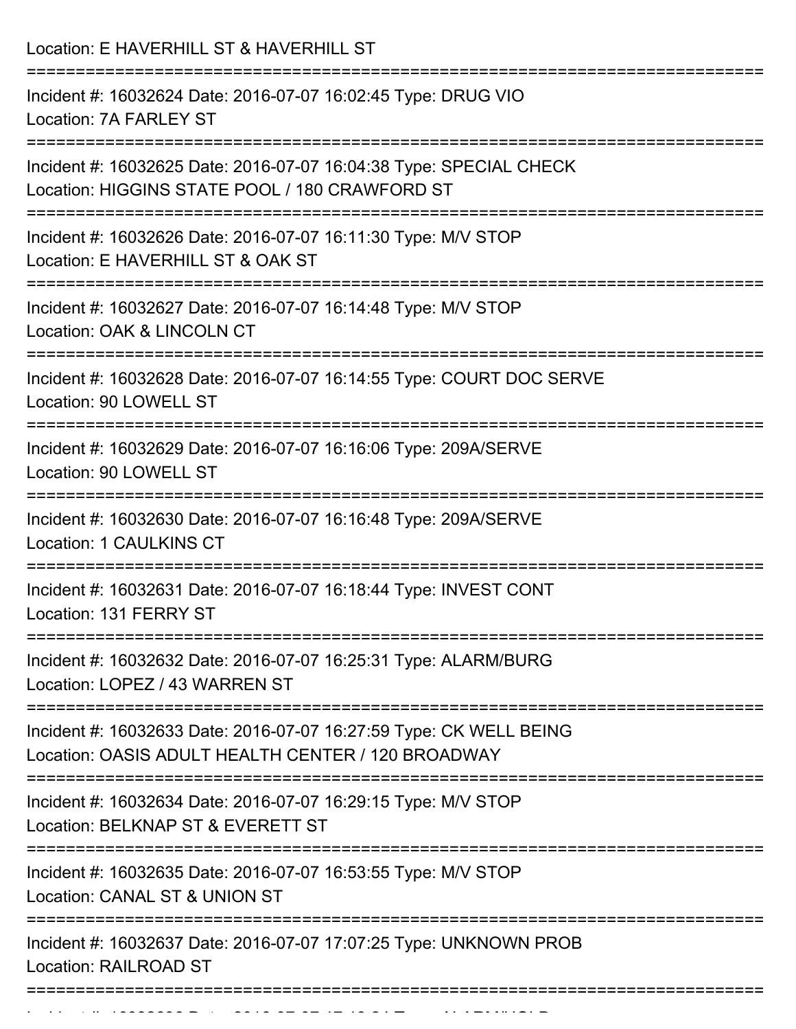Location: E HAVERHILL ST & HAVERHILL ST

===========================================================================

Incident #: 16032624 Date: 2016-07-07 16:02:45 Type: DRUG VIO
Location: 7A FARLEY ST

===========================================================================

Incident #: 16032625 Date: 2016-07-07 16:04:38 Type: SPECIAL CHECK
Location: HIGGINS STATE POOL / 180 CRAWFORD ST

===========================================================================

Incident #: 16032626 Date: 2016-07-07 16:11:30 Type: M/V STOP
Location: E HAVERHILL ST & OAK ST

===========================================================================

Incident #: 16032627 Date: 2016-07-07 16:14:48 Type: M/V STOP
Location: OAK & LINCOLN CT

===========================================================================

Incident #: 16032628 Date: 2016-07-07 16:14:55 Type: COURT DOC SERVE
Location: 90 LOWELL ST

===========================================================================

Incident #: 16032629 Date: 2016-07-07 16:16:06 Type: 209A/SERVE
Location: 90 LOWELL ST

===========================================================================

Incident #: 16032630 Date: 2016-07-07 16:16:48 Type: 209A/SERVE
Location: 1 CAULKINS CT

===========================================================================

Incident #: 16032631 Date: 2016-07-07 16:18:44 Type: INVEST CONT
Location: 131 FERRY ST

===========================================================================

Incident #: 16032632 Date: 2016-07-07 16:25:31 Type: ALARM/BURG
Location: LOPEZ / 43 WARREN ST

===========================================================================

Incident #: 16032633 Date: 2016-07-07 16:27:59 Type: CK WELL BEING
Location: OASIS ADULT HEALTH CENTER / 120 BROADWAY

===========================================================================

Incident #: 16032634 Date: 2016-07-07 16:29:15 Type: M/V STOP
Location: BELKNAP ST & EVERETT ST

===========================================================================

Incident #: 16032635 Date: 2016-07-07 16:53:55 Type: M/V STOP
Location: CANAL ST & UNION ST

===========================================================================

Incident #: 16032637 Date: 2016-07-07 17:07:25 Type: UNKNOWN PROB
Location: RAILROAD ST

===========================================================================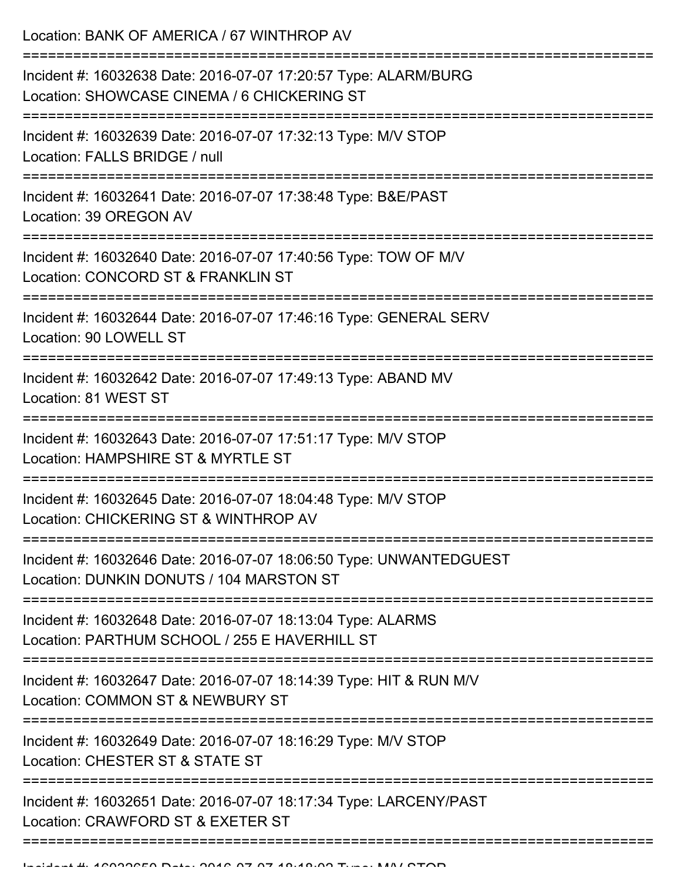Location: BANK OF AMERICA / 67 WINTHROP AV

===========================================================================

Incident #: 16032638 Date: 2016-07-07 17:20:57 Type: ALARM/BURG
Location: SHOWCASE CINEMA / 6 CHICKERING ST

===========================================================================

Incident #: 16032639 Date: 2016-07-07 17:32:13 Type: M/V STOP
Location: FALLS BRIDGE / null

===========================================================================

Incident #: 16032641 Date: 2016-07-07 17:38:48 Type: B&E/PAST
Location: 39 OREGON AV

===========================================================================

Incident #: 16032640 Date: 2016-07-07 17:40:56 Type: TOW OF M/V
Location: CONCORD ST & FRANKLIN ST

===========================================================================

Incident #: 16032644 Date: 2016-07-07 17:46:16 Type: GENERAL SERV
Location: 90 LOWELL ST

===========================================================================

Incident #: 16032642 Date: 2016-07-07 17:49:13 Type: ABAND MV
Location: 81 WEST ST

===========================================================================

Incident #: 16032643 Date: 2016-07-07 17:51:17 Type: M/V STOP
Location: HAMPSHIRE ST & MYRTLE ST

===========================================================================

Incident #: 16032645 Date: 2016-07-07 18:04:48 Type: M/V STOP
Location: CHICKERING ST & WINTHROP AV

===========================================================================

Incident #: 16032646 Date: 2016-07-07 18:06:50 Type: UNWANTEDGUEST
Location: DUNKIN DONUTS / 104 MARSTON ST

===========================================================================

Incident #: 16032648 Date: 2016-07-07 18:13:04 Type: ALARMS
Location: PARTHUM SCHOOL / 255 E HAVERHILL ST

===========================================================================

Incident #: 16032647 Date: 2016-07-07 18:14:39 Type: HIT & RUN M/V
Location: COMMON ST & NEWBURY ST

===========================================================================

Incident #: 16032649 Date: 2016-07-07 18:16:29 Type: M/V STOP
Location: CHESTER ST & STATE ST

===========================================================================

Incident #: 16032651 Date: 2016-07-07 18:17:34 Type: LARCENY/PAST
Location: CRAWFORD ST & EXETER ST

===========================================================================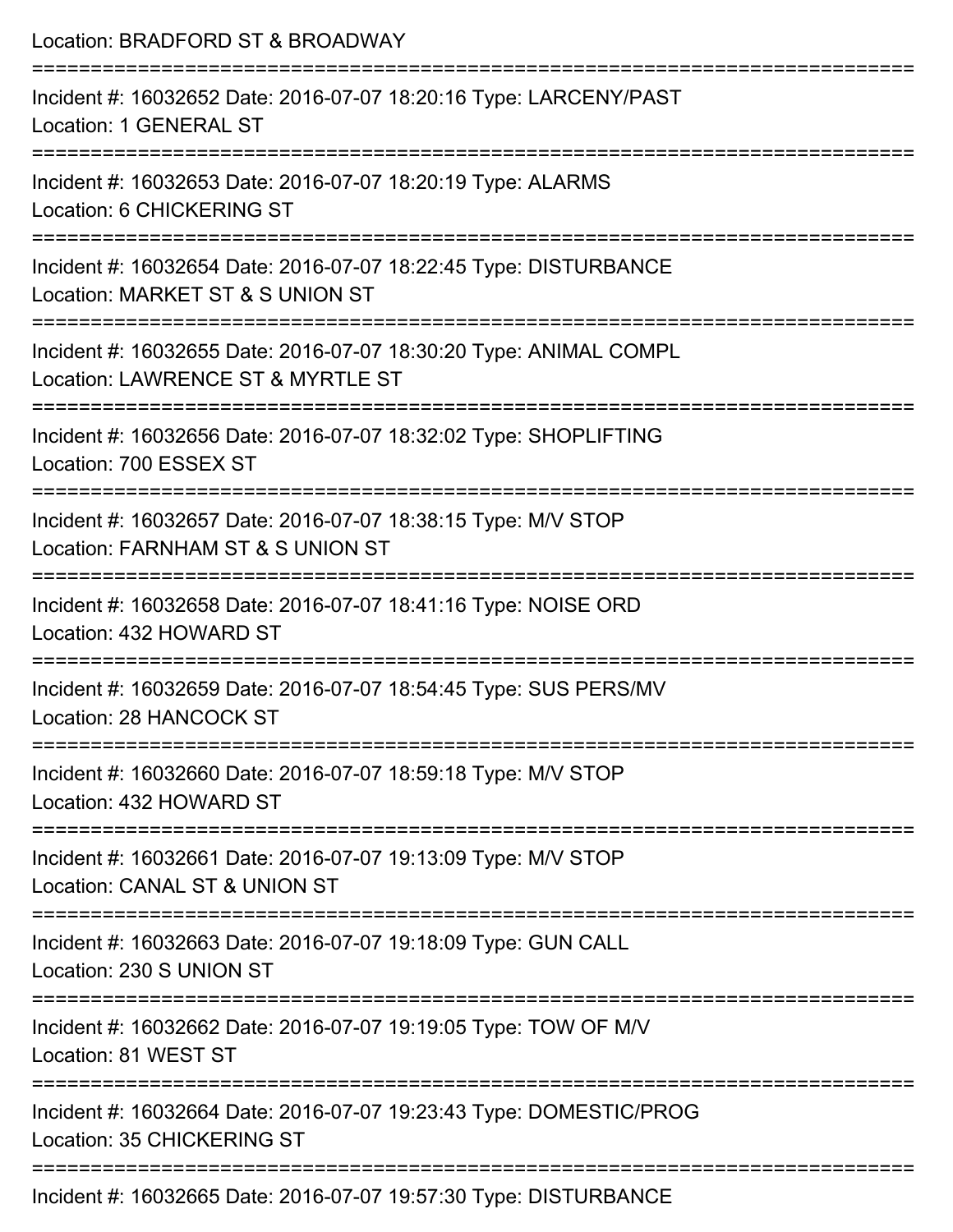Location: BRADFORD ST & BROADWAY

===========================================================================

Incident #: 16032652 Date: 2016-07-07 18:20:16 Type: LARCENY/PAST
Location: 1 GENERAL ST

===========================================================================

Incident #: 16032653 Date: 2016-07-07 18:20:19 Type: ALARMS
Location: 6 CHICKERING ST

===========================================================================

Incident #: 16032654 Date: 2016-07-07 18:22:45 Type: DISTURBANCE
Location: MARKET ST & S UNION ST

===========================================================================

Incident #: 16032655 Date: 2016-07-07 18:30:20 Type: ANIMAL COMPL
Location: LAWRENCE ST & MYRTLE ST

===========================================================================

Incident #: 16032656 Date: 2016-07-07 18:32:02 Type: SHOPLIFTING
Location: 700 ESSEX ST

===========================================================================

Incident #: 16032657 Date: 2016-07-07 18:38:15 Type: M/V STOP
Location: FARNHAM ST & S UNION ST

===========================================================================

Incident #: 16032658 Date: 2016-07-07 18:41:16 Type: NOISE ORD
Location: 432 HOWARD ST

===========================================================================

Incident #: 16032659 Date: 2016-07-07 18:54:45 Type: SUS PERS/MV
Location: 28 HANCOCK ST

===========================================================================

Incident #: 16032660 Date: 2016-07-07 18:59:18 Type: M/V STOP
Location: 432 HOWARD ST

===========================================================================

Incident #: 16032661 Date: 2016-07-07 19:13:09 Type: M/V STOP
Location: CANAL ST & UNION ST

===========================================================================

Incident #: 16032663 Date: 2016-07-07 19:18:09 Type: GUN CALL
Location: 230 S UNION ST

===========================================================================

Incident #: 16032662 Date: 2016-07-07 19:19:05 Type: TOW OF M/V
Location: 81 WEST ST

===========================================================================

Incident #: 16032664 Date: 2016-07-07 19:23:43 Type: DOMESTIC/PROG
Location: 35 CHICKERING ST

===========================================================================

Incident #: 16032665 Date: 2016-07-07 19:57:30 Type: DISTURBANCE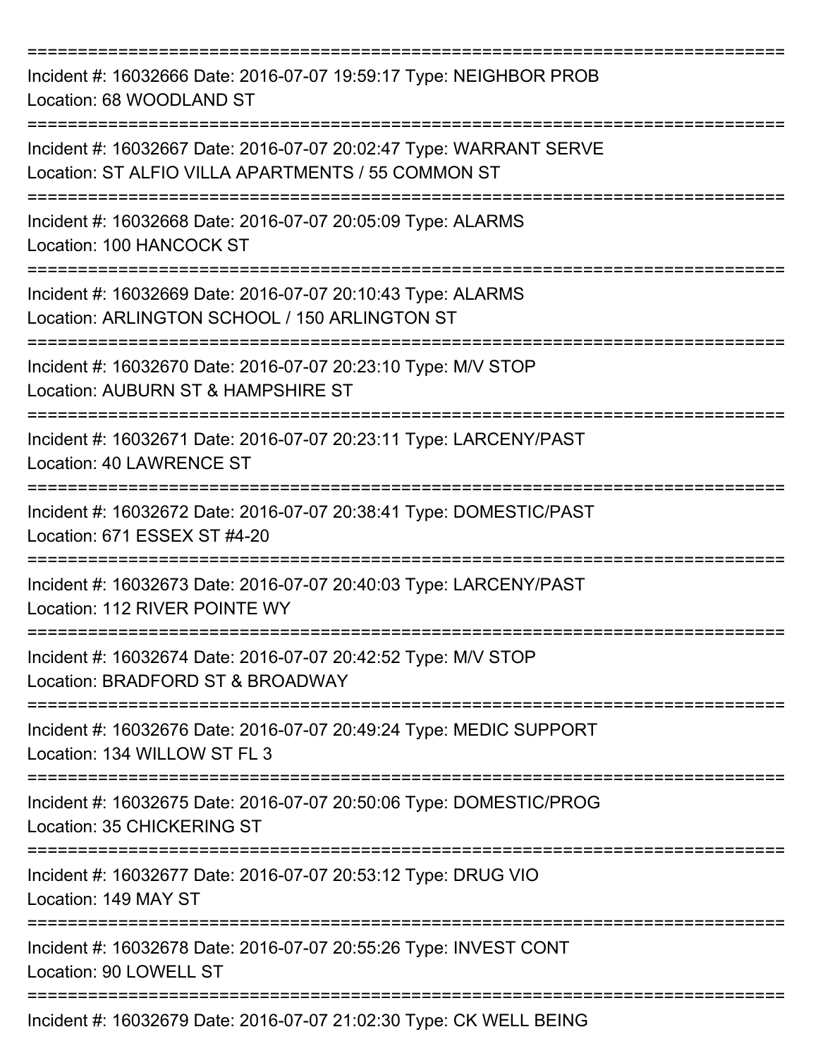===========================================================================

Incident #: 16032666 Date: 2016-07-07 19:59:17 Type: NEIGHBOR PROB
Location: 68 WOODLAND ST

===========================================================================

Incident #: 16032667 Date: 2016-07-07 20:02:47 Type: WARRANT SERVE
Location: ST ALFIO VILLA APARTMENTS / 55 COMMON ST

===========================================================================

Incident #: 16032668 Date: 2016-07-07 20:05:09 Type: ALARMS
Location: 100 HANCOCK ST

===========================================================================

Incident #: 16032669 Date: 2016-07-07 20:10:43 Type: ALARMS
Location: ARLINGTON SCHOOL / 150 ARLINGTON ST

===========================================================================

Incident #: 16032670 Date: 2016-07-07 20:23:10 Type: M/V STOP
Location: AUBURN ST & HAMPSHIRE ST

===========================================================================

Incident #: 16032671 Date: 2016-07-07 20:23:11 Type: LARCENY/PAST
Location: 40 LAWRENCE ST

===========================================================================

Incident #: 16032672 Date: 2016-07-07 20:38:41 Type: DOMESTIC/PAST
Location: 671 ESSEX ST #4-20

===========================================================================

Incident #: 16032673 Date: 2016-07-07 20:40:03 Type: LARCENY/PAST
Location: 112 RIVER POINTE WY

===========================================================================

Incident #: 16032674 Date: 2016-07-07 20:42:52 Type: M/V STOP
Location: BRADFORD ST & BROADWAY

===========================================================================

Incident #: 16032676 Date: 2016-07-07 20:49:24 Type: MEDIC SUPPORT
Location: 134 WILLOW ST FL 3

===========================================================================

Incident #: 16032675 Date: 2016-07-07 20:50:06 Type: DOMESTIC/PROG
Location: 35 CHICKERING ST

===========================================================================

Incident #: 16032677 Date: 2016-07-07 20:53:12 Type: DRUG VIO
Location: 149 MAY ST

===========================================================================

Incident #: 16032678 Date: 2016-07-07 20:55:26 Type: INVEST CONT
Location: 90 LOWELL ST

===========================================================================

Incident #: 16032679 Date: 2016-07-07 21:02:30 Type: CK WELL BEING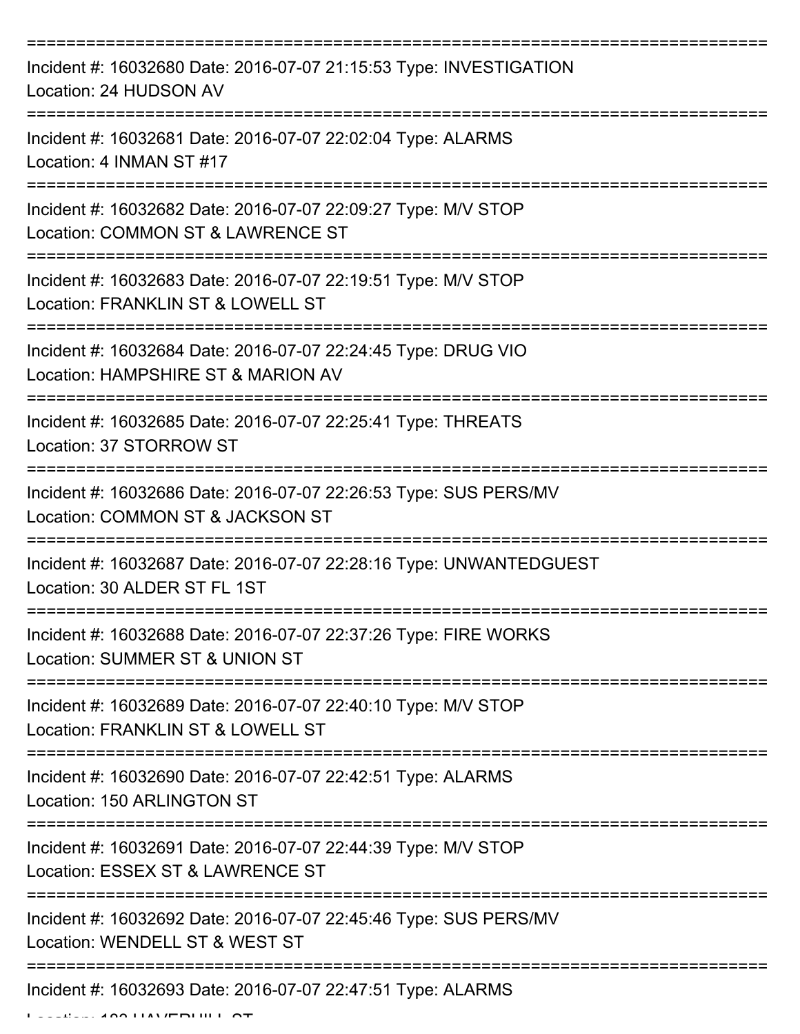===========================================================================
Incident #: 16032680 Date: 2016-07-07 21:15:53 Type: INVESTIGATION
Location: 24 HUDSON AV
===========================================================================
Incident #: 16032681 Date: 2016-07-07 22:02:04 Type: ALARMS
Location: 4 INMAN ST #17
===========================================================================
Incident #: 16032682 Date: 2016-07-07 22:09:27 Type: M/V STOP
Location: COMMON ST & LAWRENCE ST
===========================================================================
Incident #: 16032683 Date: 2016-07-07 22:19:51 Type: M/V STOP
Location: FRANKLIN ST & LOWELL ST
===========================================================================
Incident #: 16032684 Date: 2016-07-07 22:24:45 Type: DRUG VIO
Location: HAMPSHIRE ST & MARION AV
===========================================================================
Incident #: 16032685 Date: 2016-07-07 22:25:41 Type: THREATS
Location: 37 STORROW ST
===========================================================================
Incident #: 16032686 Date: 2016-07-07 22:26:53 Type: SUS PERS/MV
Location: COMMON ST & JACKSON ST
===========================================================================
Incident #: 16032687 Date: 2016-07-07 22:28:16 Type: UNWANTEDGUEST
Location: 30 ALDER ST FL 1ST
===========================================================================
Incident #: 16032688 Date: 2016-07-07 22:37:26 Type: FIRE WORKS
Location: SUMMER ST & UNION ST
===========================================================================
Incident #: 16032689 Date: 2016-07-07 22:40:10 Type: M/V STOP
Location: FRANKLIN ST & LOWELL ST
===========================================================================
Incident #: 16032690 Date: 2016-07-07 22:42:51 Type: ALARMS
Location: 150 ARLINGTON ST
===========================================================================
Incident #: 16032691 Date: 2016-07-07 22:44:39 Type: M/V STOP
Location: ESSEX ST & LAWRENCE ST
===========================================================================
Incident #: 16032692 Date: 2016-07-07 22:45:46 Type: SUS PERS/MV
Location: WENDELL ST & WEST ST
===========================================================================
Incident #: 16032693 Date: 2016-07-07 22:47:51 Type: ALARMS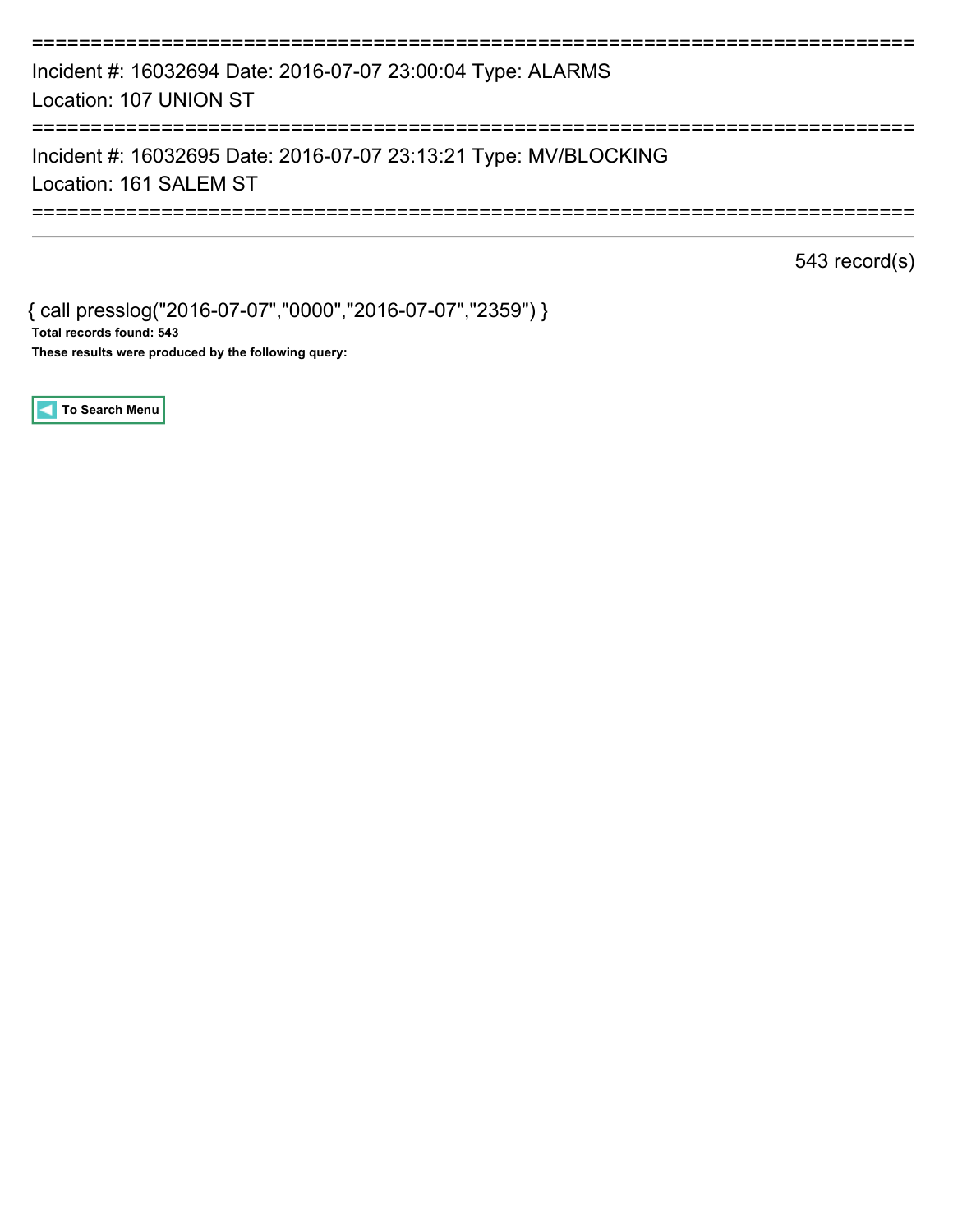===========================================================================

Incident #: 16032694 Date: 2016-07-07 23:00:04 Type: ALARMS
Location: 107 UNION ST

===========================================================================

Incident #: 16032695 Date: 2016-07-07 23:13:21 Type: MV/BLOCKING
Location: 161 SALEM ST

===========================================================================

543 record(s)

{ call presslog("2016-07-07","0000","2016-07-07","2359") }

**Total records found: 543**

**These results were produced by the following query:**

**To Search Menu**